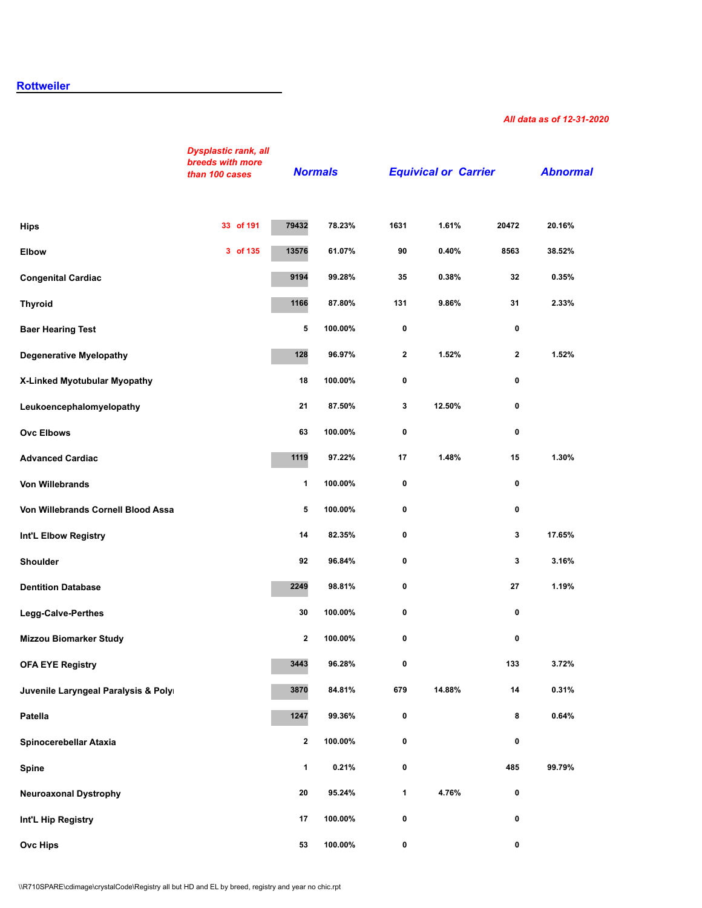## Rottweiler

*All data as of 12-31-2020*

| | *Dysplastic rank, all breeds with more than 100 cases* | ***Normals*** | | ***Equivical or Carrier*** | | ***Abnormal*** | |
|---|---|---|---|---|---|---|---|
| **Hips** | 33 of 191 | 79432 | 78.23% | 1631 | 1.61% | 20472 | 20.16% |
| **Elbow** | 3 of 135 | 13576 | 61.07% | 90 | 0.40% | 8563 | 38.52% |
| **Congenital Cardiac** | | 9194 | 99.28% | 35 | 0.38% | 32 | 0.35% |
| **Thyroid** | | 1166 | 87.80% | 131 | 9.86% | 31 | 2.33% |
| **Baer Hearing Test** | | 5 | 100.00% | 0 | | 0 | |
| **Degenerative Myelopathy** | | 128 | 96.97% | 2 | 1.52% | 2 | 1.52% |
| **X-Linked Myotubular Myopathy** | | 18 | 100.00% | 0 | | 0 | |
| **Leukoencephalomyelopathy** | | 21 | 87.50% | 3 | 12.50% | 0 | |
| **Ovc Elbows** | | 63 | 100.00% | 0 | | 0 | |
| **Advanced Cardiac** | | 1119 | 97.22% | 17 | 1.48% | 15 | 1.30% |
| **Von Willebrands** | | 1 | 100.00% | 0 | | 0 | |
| **Von Willebrands Cornell Blood Assa** | | 5 | 100.00% | 0 | | 0 | |
| **Int'L Elbow Registry** | | 14 | 82.35% | 0 | | 3 | 17.65% |
| **Shoulder** | | 92 | 96.84% | 0 | | 3 | 3.16% |
| **Dentition Database** | | 2249 | 98.81% | 0 | | 27 | 1.19% |
| **Legg-Calve-Perthes** | | 30 | 100.00% | 0 | | 0 | |
| **Mizzou Biomarker Study** | | 2 | 100.00% | 0 | | 0 | |
| **OFA EYE Registry** | | 3443 | 96.28% | 0 | | 133 | 3.72% |
| **Juvenile Laryngeal Paralysis & Poly** | | 3870 | 84.81% | 679 | 14.88% | 14 | 0.31% |
| **Patella** | | 1247 | 99.36% | 0 | | 8 | 0.64% |
| **Spinocerebellar Ataxia** | | 2 | 100.00% | 0 | | 0 | |
| **Spine** | | 1 | 0.21% | 0 | | 485 | 99.79% |
| **Neuroaxonal Dystrophy** | | 20 | 95.24% | 1 | 4.76% | 0 | |
| **Int'L Hip Registry** | | 17 | 100.00% | 0 | | 0 | |
| **Ovc Hips** | | 53 | 100.00% | 0 | | 0 | |

\\R710SPARE\cdimage\crystalCode\Registry all but HD and EL by breed, registry and year no chic.rpt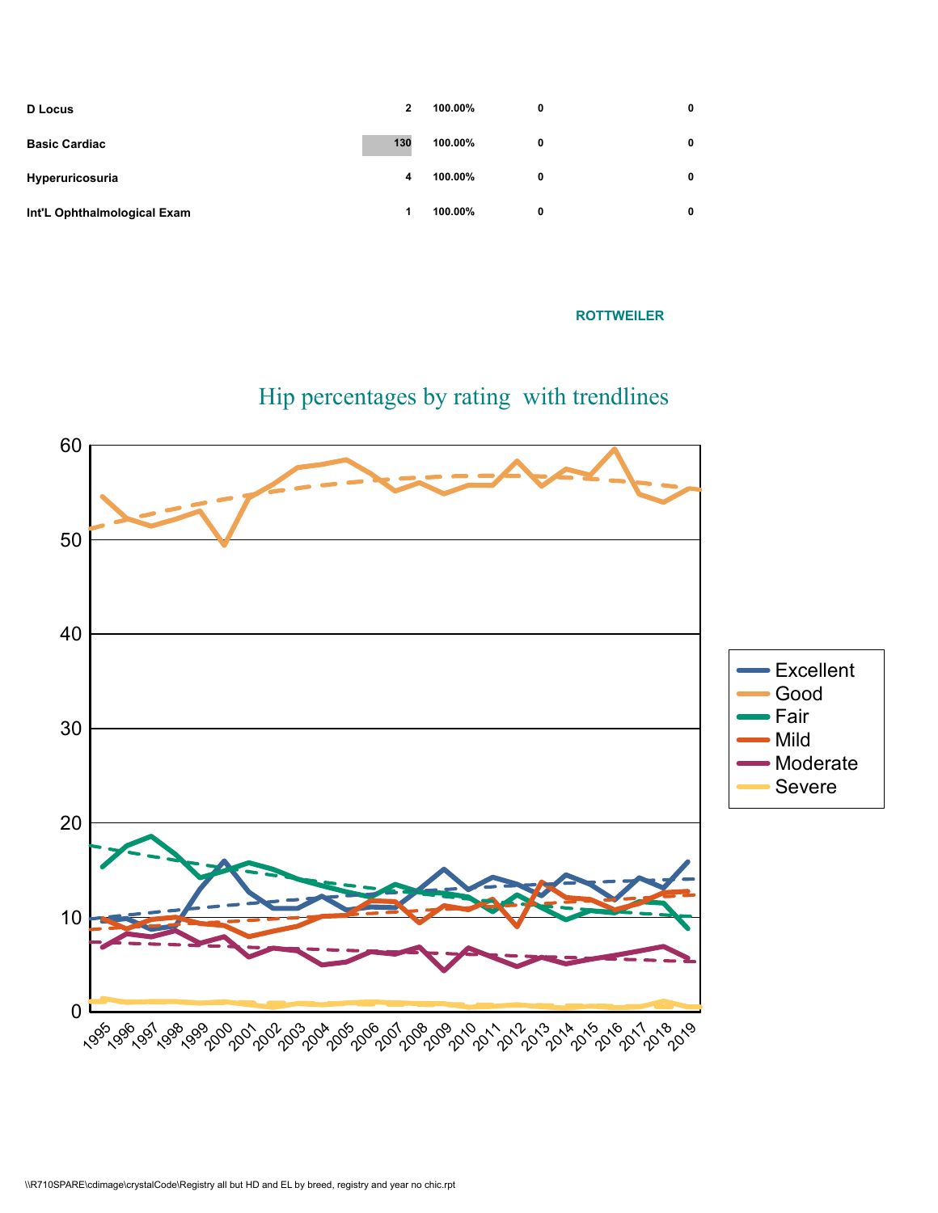| | | | | |
|---|---|---|---|---|
| **D Locus** | 2 | 100.00% | 0 | 0 |
| **Basic Cardiac** | 130 | 100.00% | 0 | 0 |
| **Hyperuricosuria** | 4 | 100.00% | 0 | 0 |
| **Int'L Ophthalmological Exam** | 1 | 100.00% | 0 | 0 |

**ROTTWEILER**

## Hip percentages by rating with trendlines

\\R710SPARE\cdimage\crystalCode\Registry all but HD and EL by breed, registry and year no chic.rpt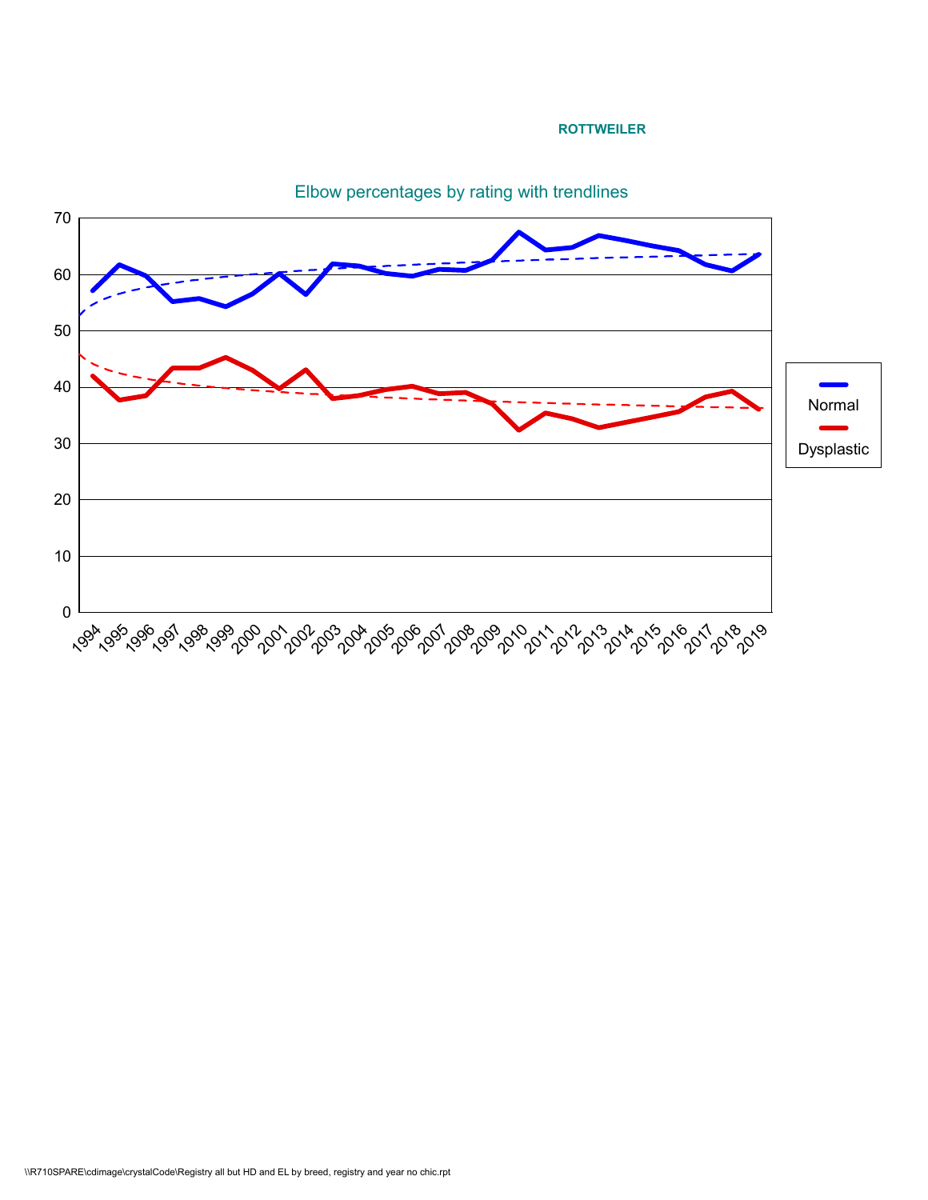**ROTTWEILER**

Elbow percentages by rating with trendlines

| Legend |
| --- |
| Normal |
| Dysplastic |

\\R710SPARE\cdimage\crystalCode\Registry all but HD and EL by breed, registry and year no chic.rpt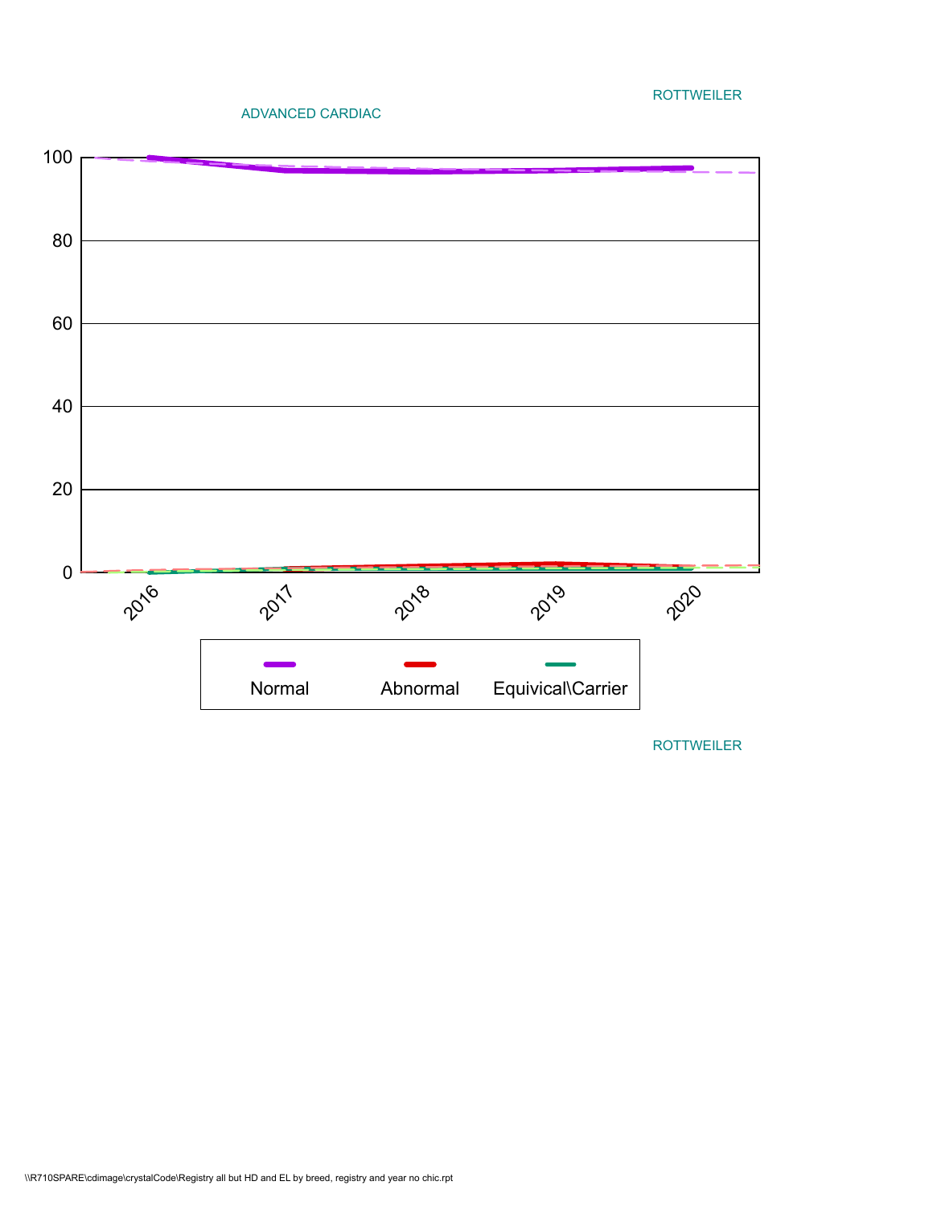ROTTWEILER

ADVANCED CARDIAC

| | 2016 | 2017 | 2018 | 2019 | 2020 |
|---|---|---|---|---|---|

Normal | Abnormal | Equivical\Carrier

ROTTWEILER

\\R710SPARE\cdimage\crystalCode\Registry all but HD and EL by breed, registry and year no chic.rpt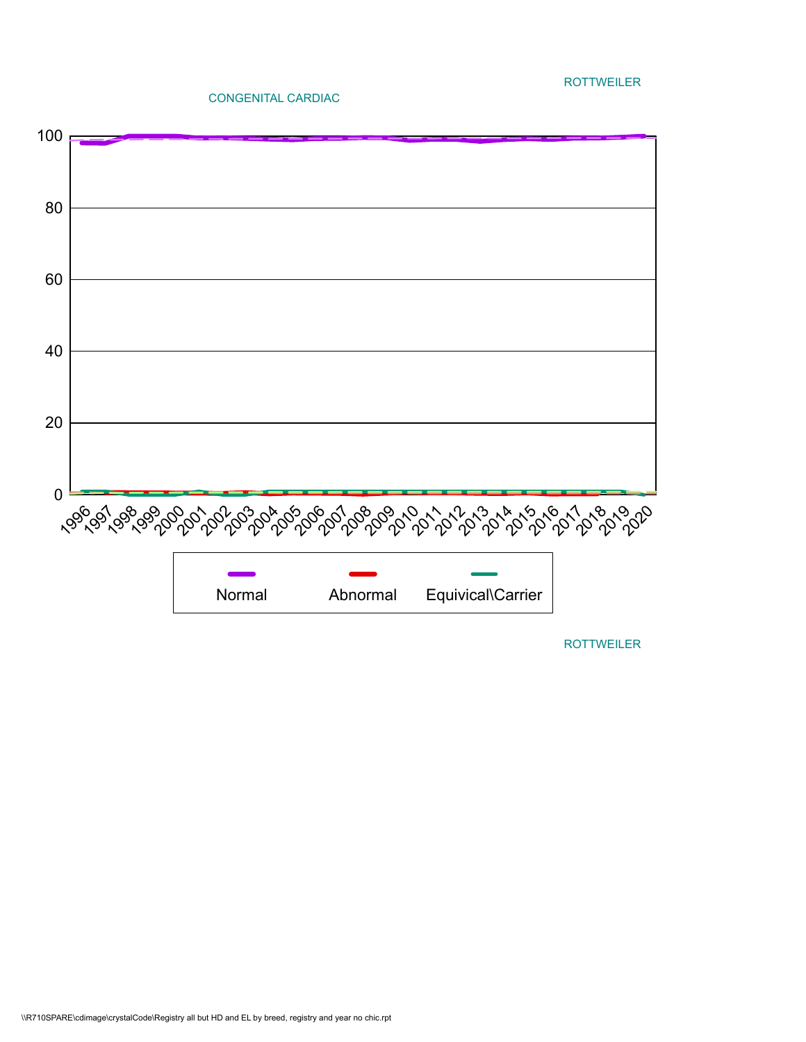ROTTWEILER

CONGENITAL CARDIAC

| | Normal | Abnormal | Equivical\Carrier |
|---|---|---|---|

100
80
60
40
20
0

1996 1997 1998 1999 2000 2001 2002 2003 2004 2005 2006 2007 2008 2009 2010 2011 2012 2013 2014 2015 2016 2017 2018 2019 2020

ROTTWEILER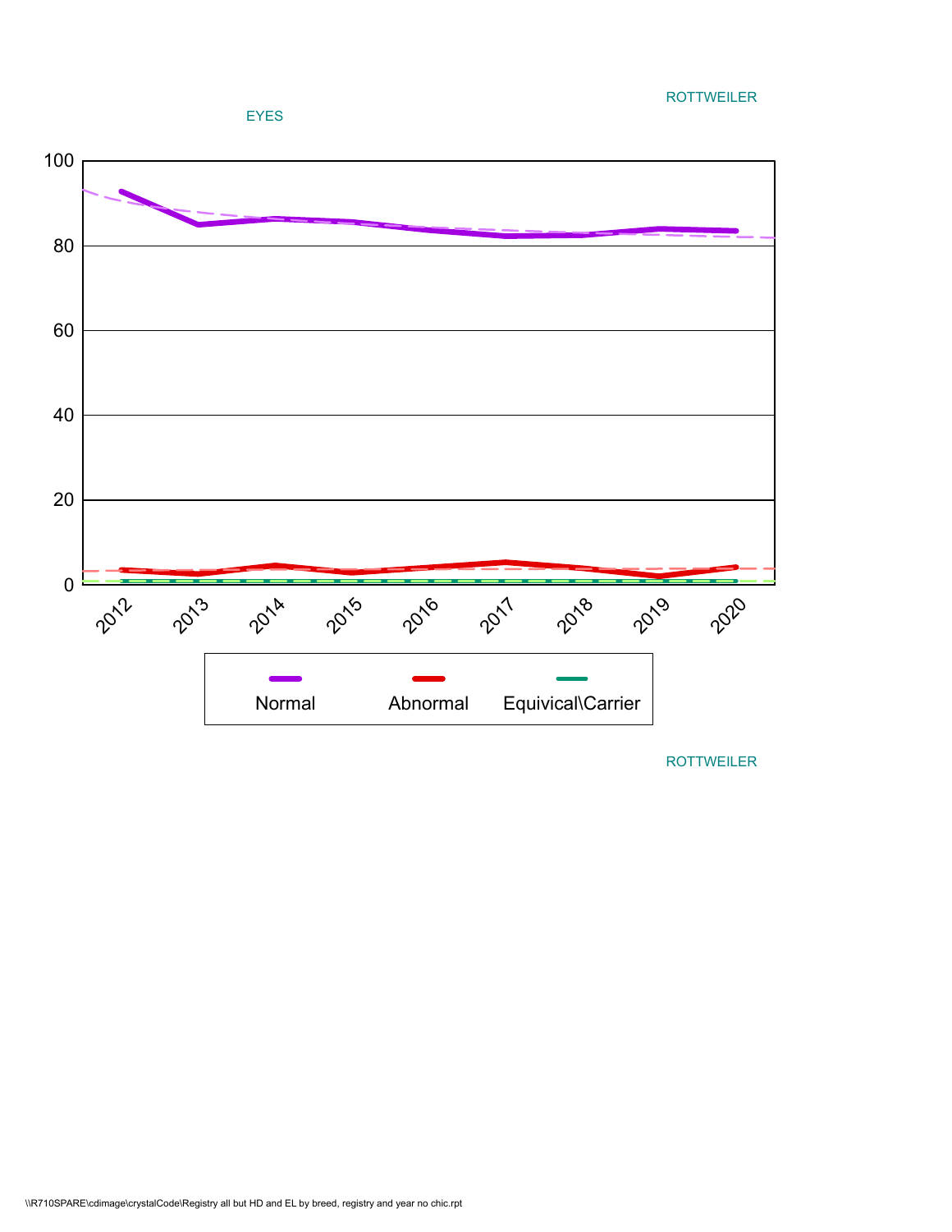ROTTWEILER

EYES

| | 2012 | 2013 | 2014 | 2015 | 2016 | 2017 | 2018 | 2019 | 2020 |
|---|---|---|---|---|---|---|---|---|---|

Normal | Abnormal | Equivical\Carrier

ROTTWEILER

\\R710SPARE\cdimage\crystalCode\Registry all but HD and EL by breed, registry and year no chic.rpt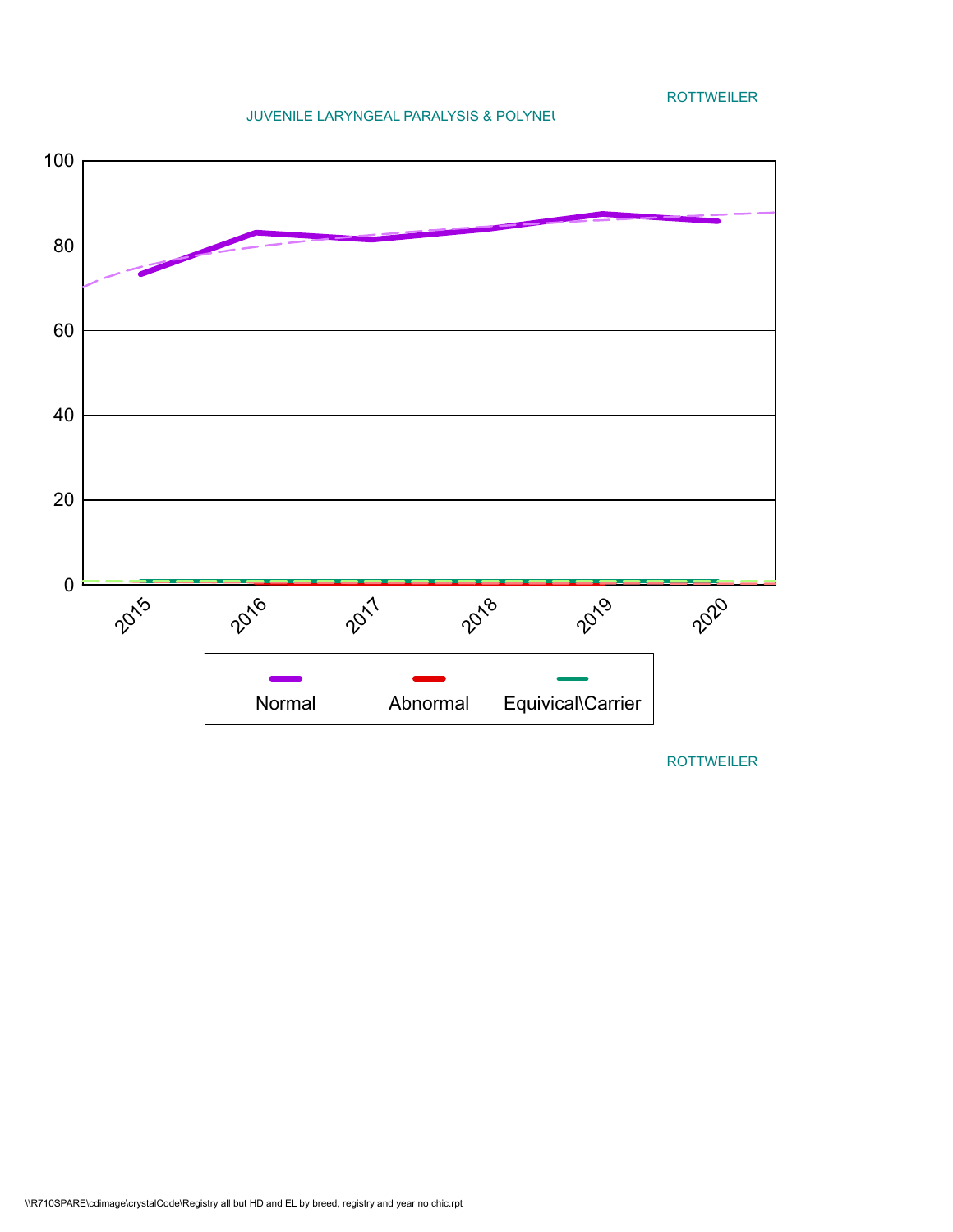ROTTWEILER

JUVENILE LARYNGEAL PARALYSIS & POLYNEU

100

80

60

40

20

0

2015 2016 2017 2018 2019 2020

Normal Abnormal Equivical\Carrier

ROTTWEILER

\\R710SPARE\cdimage\crystalCode\Registry all but HD and EL by breed, registry and year no chic.rpt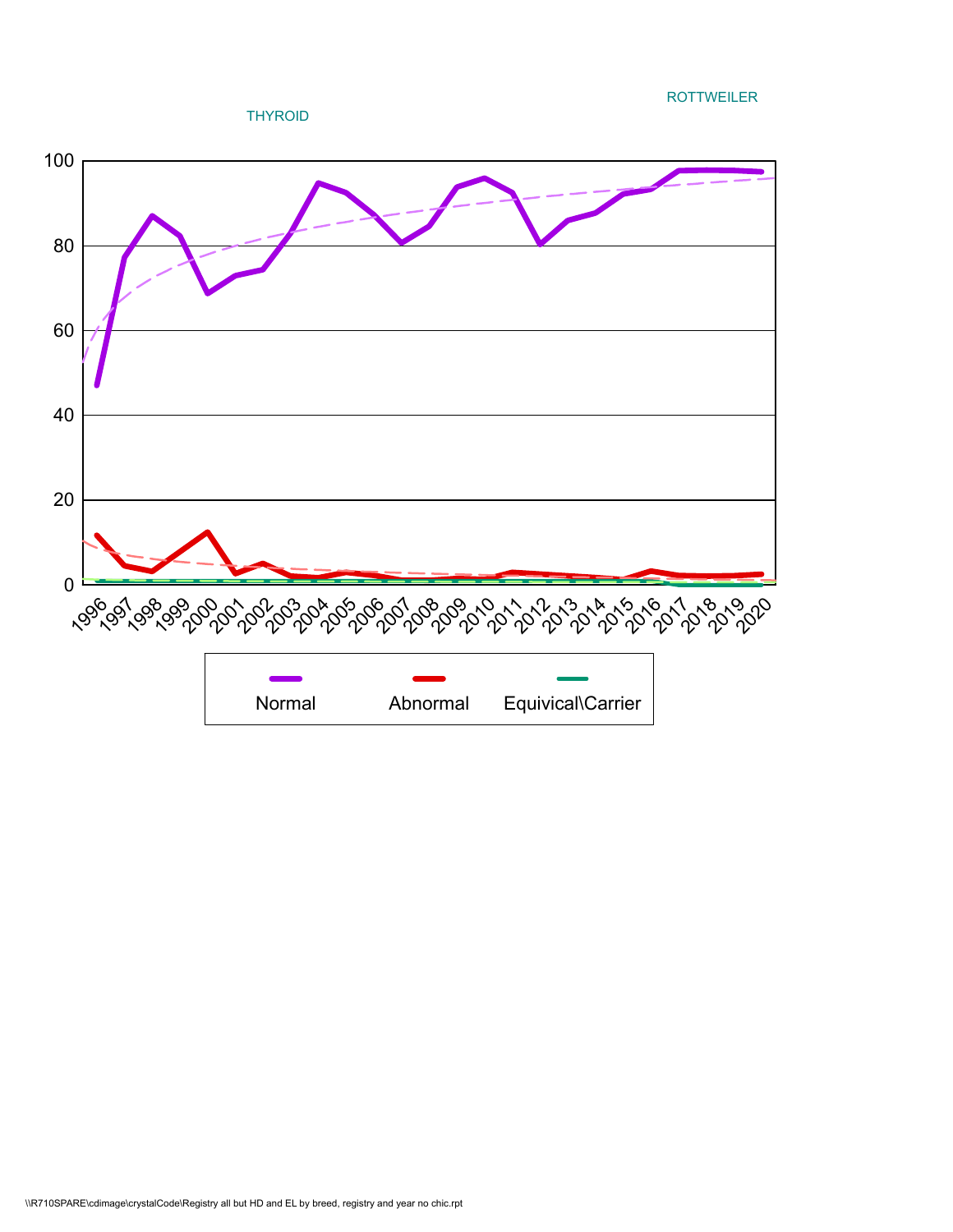ROTTWEILER

THYROID

100

80

60

40

20

0

1996 1997 1998 1999 2000 2001 2002 2003 2004 2005 2006 2007 2008 2009 2010 2011 2012 2013 2014 2015 2016 2017 2018 2019 2020

Normal | Abnormal | Equivical\Carrier

\\R710SPARE\cdimage\crystalCode\Registry all but HD and EL by breed, registry and year no chic.rpt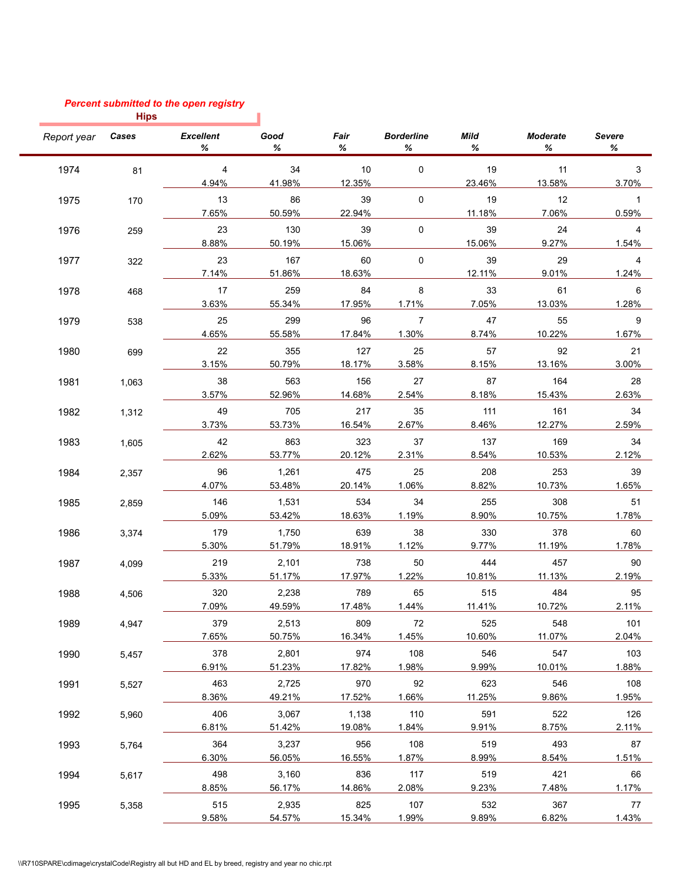*Percent submitted to the open registry*

**Hips**

| Report year | Cases | Excellent % | Good % | Fair % | Borderline % | Mild % | Moderate % | Severe % |
|---|---|---|---|---|---|---|---|---|
| 1974 | 81 | 4<br>4.94% | 34<br>41.98% | 10<br>12.35% | 0 | 19<br>23.46% | 11<br>13.58% | 3<br>3.70% |
| 1975 | 170 | 13<br>7.65% | 86<br>50.59% | 39<br>22.94% | 0 | 19<br>11.18% | 12<br>7.06% | 1<br>0.59% |
| 1976 | 259 | 23<br>8.88% | 130<br>50.19% | 39<br>15.06% | 0 | 39<br>15.06% | 24<br>9.27% | 4<br>1.54% |
| 1977 | 322 | 23<br>7.14% | 167<br>51.86% | 60<br>18.63% | 0 | 39<br>12.11% | 29<br>9.01% | 4<br>1.24% |
| 1978 | 468 | 17<br>3.63% | 259<br>55.34% | 84<br>17.95% | 8<br>1.71% | 33<br>7.05% | 61<br>13.03% | 6<br>1.28% |
| 1979 | 538 | 25<br>4.65% | 299<br>55.58% | 96<br>17.84% | 7<br>1.30% | 47<br>8.74% | 55<br>10.22% | 9<br>1.67% |
| 1980 | 699 | 22<br>3.15% | 355<br>50.79% | 127<br>18.17% | 25<br>3.58% | 57<br>8.15% | 92<br>13.16% | 21<br>3.00% |
| 1981 | 1,063 | 38<br>3.57% | 563<br>52.96% | 156<br>14.68% | 27<br>2.54% | 87<br>8.18% | 164<br>15.43% | 28<br>2.63% |
| 1982 | 1,312 | 49<br>3.73% | 705<br>53.73% | 217<br>16.54% | 35<br>2.67% | 111<br>8.46% | 161<br>12.27% | 34<br>2.59% |
| 1983 | 1,605 | 42<br>2.62% | 863<br>53.77% | 323<br>20.12% | 37<br>2.31% | 137<br>8.54% | 169<br>10.53% | 34<br>2.12% |
| 1984 | 2,357 | 96<br>4.07% | 1,261<br>53.48% | 475<br>20.14% | 25<br>1.06% | 208<br>8.82% | 253<br>10.73% | 39<br>1.65% |
| 1985 | 2,859 | 146<br>5.09% | 1,531<br>53.42% | 534<br>18.63% | 34<br>1.19% | 255<br>8.90% | 308<br>10.75% | 51<br>1.78% |
| 1986 | 3,374 | 179<br>5.30% | 1,750<br>51.79% | 639<br>18.91% | 38<br>1.12% | 330<br>9.77% | 378<br>11.19% | 60<br>1.78% |
| 1987 | 4,099 | 219<br>5.33% | 2,101<br>51.17% | 738<br>17.97% | 50<br>1.22% | 444<br>10.81% | 457<br>11.13% | 90<br>2.19% |
| 1988 | 4,506 | 320<br>7.09% | 2,238<br>49.59% | 789<br>17.48% | 65<br>1.44% | 515<br>11.41% | 484<br>10.72% | 95<br>2.11% |
| 1989 | 4,947 | 379<br>7.65% | 2,513<br>50.75% | 809<br>16.34% | 72<br>1.45% | 525<br>10.60% | 548<br>11.07% | 101<br>2.04% |
| 1990 | 5,457 | 378<br>6.91% | 2,801<br>51.23% | 974<br>17.82% | 108<br>1.98% | 546<br>9.99% | 547<br>10.01% | 103<br>1.88% |
| 1991 | 5,527 | 463<br>8.36% | 2,725<br>49.21% | 970<br>17.52% | 92<br>1.66% | 623<br>11.25% | 546<br>9.86% | 108<br>1.95% |
| 1992 | 5,960 | 406<br>6.81% | 3,067<br>51.42% | 1,138<br>19.08% | 110<br>1.84% | 591<br>9.91% | 522<br>8.75% | 126<br>2.11% |
| 1993 | 5,764 | 364<br>6.30% | 3,237<br>56.05% | 956<br>16.55% | 108<br>1.87% | 519<br>8.99% | 493<br>8.54% | 87<br>1.51% |
| 1994 | 5,617 | 498<br>8.85% | 3,160<br>56.17% | 836<br>14.86% | 117<br>2.08% | 519<br>9.23% | 421<br>7.48% | 66<br>1.17% |
| 1995 | 5,358 | 515<br>9.58% | 2,935<br>54.57% | 825<br>15.34% | 107<br>1.99% | 532<br>9.89% | 367<br>6.82% | 77<br>1.43% |

\\R710SPARE\cdimage\crystalCode\Registry all but HD and EL by breed, registry and year no chic.rpt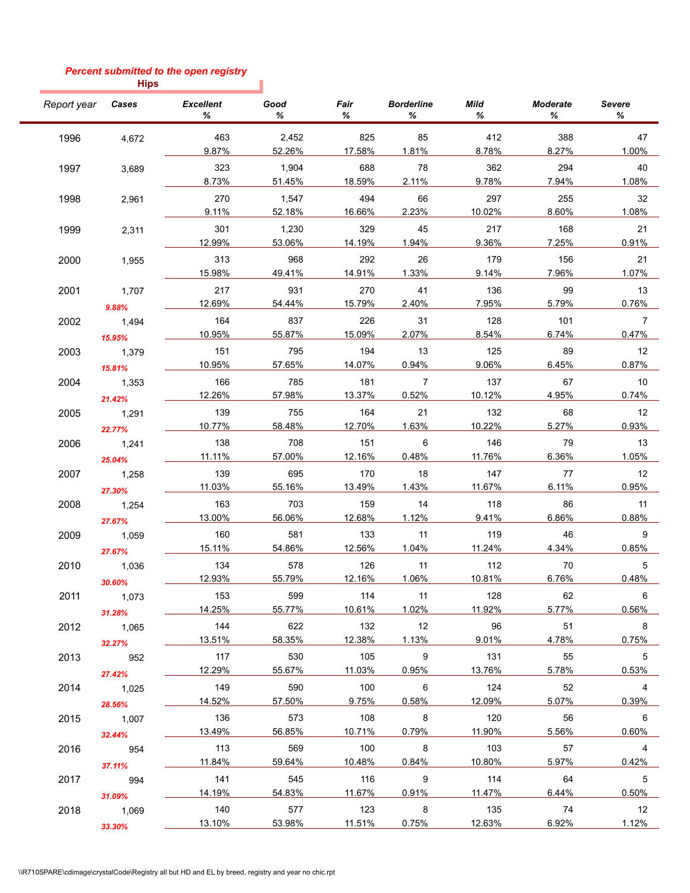*Percent submitted to the open registry*

**Hips**

| Report year | Cases | Excellent % | Good % | Fair % | Borderline % | Mild % | Moderate % | Severe % |
|---|---|---|---|---|---|---|---|---|
| 1996 | 4,672 | 463<br>9.87% | 2,452<br>52.26% | 825<br>17.58% | 85<br>1.81% | 412<br>8.78% | 388<br>8.27% | 47<br>1.00% |
| 1997 | 3,689 | 323<br>8.73% | 1,904<br>51.45% | 688<br>18.59% | 78<br>2.11% | 362<br>9.78% | 294<br>7.94% | 40<br>1.08% |
| 1998 | 2,961 | 270<br>9.11% | 1,547<br>52.18% | 494<br>16.66% | 66<br>2.23% | 297<br>10.02% | 255<br>8.60% | 32<br>1.08% |
| 1999 | 2,311 | 301<br>12.99% | 1,230<br>53.06% | 329<br>14.19% | 45<br>1.94% | 217<br>9.36% | 168<br>7.25% | 21<br>0.91% |
| 2000 | 1,955 | 313<br>15.98% | 968<br>49.41% | 292<br>14.91% | 26<br>1.33% | 179<br>9.14% | 156<br>7.96% | 21<br>1.07% |
| 2001 | 1,707<br>*9.88%* | 217<br>12.69% | 931<br>54.44% | 270<br>15.79% | 41<br>2.40% | 136<br>7.95% | 99<br>5.79% | 13<br>0.76% |
| 2002 | 1,494<br>*15.95%* | 164<br>10.95% | 837<br>55.87% | 226<br>15.09% | 31<br>2.07% | 128<br>8.54% | 101<br>6.74% | 7<br>0.47% |
| 2003 | 1,379<br>*15.81%* | 151<br>10.95% | 795<br>57.65% | 194<br>14.07% | 13<br>0.94% | 125<br>9.06% | 89<br>6.45% | 12<br>0.87% |
| 2004 | 1,353<br>*21.42%* | 166<br>12.26% | 785<br>57.98% | 181<br>13.37% | 7<br>0.52% | 137<br>10.12% | 67<br>4.95% | 10<br>0.74% |
| 2005 | 1,291<br>*22.77%* | 139<br>10.77% | 755<br>58.48% | 164<br>12.70% | 21<br>1.63% | 132<br>10.22% | 68<br>5.27% | 12<br>0.93% |
| 2006 | 1,241<br>*25.04%* | 138<br>11.11% | 708<br>57.00% | 151<br>12.16% | 6<br>0.48% | 146<br>11.76% | 79<br>6.36% | 13<br>1.05% |
| 2007 | 1,258<br>*27.30%* | 139<br>11.03% | 695<br>55.16% | 170<br>13.49% | 18<br>1.43% | 147<br>11.67% | 77<br>6.11% | 12<br>0.95% |
| 2008 | 1,254<br>*27.67%* | 163<br>13.00% | 703<br>56.06% | 159<br>12.68% | 14<br>1.12% | 118<br>9.41% | 86<br>6.86% | 11<br>0.88% |
| 2009 | 1,059<br>*27.67%* | 160<br>15.11% | 581<br>54.86% | 133<br>12.56% | 11<br>1.04% | 119<br>11.24% | 46<br>4.34% | 9<br>0.85% |
| 2010 | 1,036<br>*30.60%* | 134<br>12.93% | 578<br>55.79% | 126<br>12.16% | 11<br>1.06% | 112<br>10.81% | 70<br>6.76% | 5<br>0.48% |
| 2011 | 1,073<br>*31.28%* | 153<br>14.25% | 599<br>55.77% | 114<br>10.61% | 11<br>1.02% | 128<br>11.92% | 62<br>5.77% | 6<br>0.56% |
| 2012 | 1,065<br>*32.27%* | 144<br>13.51% | 622<br>58.35% | 132<br>12.38% | 12<br>1.13% | 96<br>9.01% | 51<br>4.78% | 8<br>0.75% |
| 2013 | 952<br>*27.42%* | 117<br>12.29% | 530<br>55.67% | 105<br>11.03% | 9<br>0.95% | 131<br>13.76% | 55<br>5.78% | 5<br>0.53% |
| 2014 | 1,025<br>*28.56%* | 149<br>14.52% | 590<br>57.50% | 100<br>9.75% | 6<br>0.58% | 124<br>12.09% | 52<br>5.07% | 4<br>0.39% |
| 2015 | 1,007<br>*32.44%* | 136<br>13.49% | 573<br>56.85% | 108<br>10.71% | 8<br>0.79% | 120<br>11.90% | 56<br>5.56% | 6<br>0.60% |
| 2016 | 954<br>*37.11%* | 113<br>11.84% | 569<br>59.64% | 100<br>10.48% | 8<br>0.84% | 103<br>10.80% | 57<br>5.97% | 4<br>0.42% |
| 2017 | 994<br>*31.09%* | 141<br>14.19% | 545<br>54.83% | 116<br>11.67% | 9<br>0.91% | 114<br>11.47% | 64<br>6.44% | 5<br>0.50% |
| 2018 | 1,069<br>*33.30%* | 140<br>13.10% | 577<br>53.98% | 123<br>11.51% | 8<br>0.75% | 135<br>12.63% | 74<br>6.92% | 12<br>1.12% |

\\R710SPARE\cdimage\crystalCode\Registry all but HD and EL by breed, registry and year no chic.rpt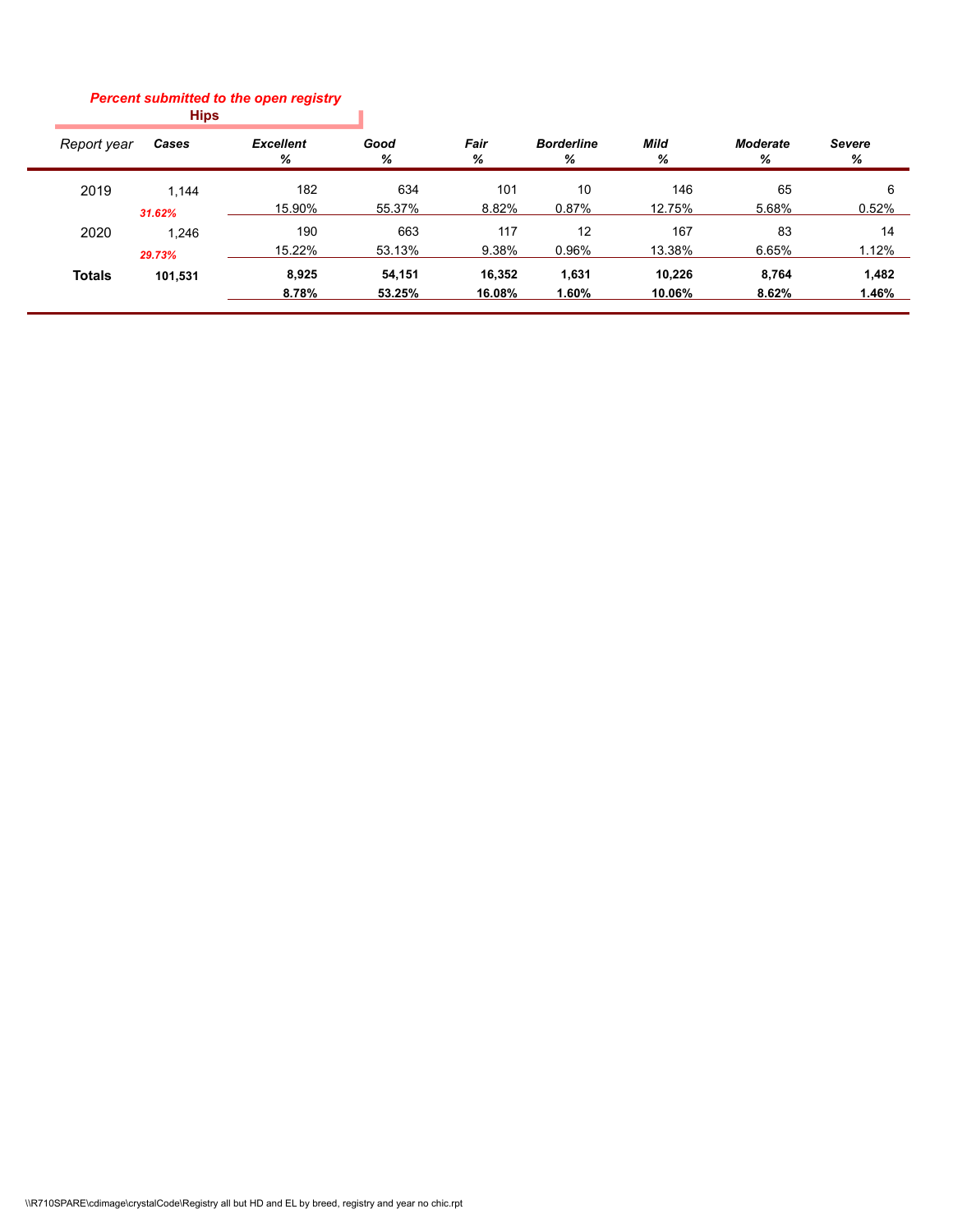*Percent submitted to the open registry*

**Hips**

| Report year | Cases | Excellent % | Good % | Fair % | Borderline % | Mild % | Moderate % | Severe % |
|---|---|---|---|---|---|---|---|---|
| 2019 | 1,144 | 182 | 634 | 101 | 10 | 146 | 65 | 6 |
| | *31.62%* | 15.90% | 55.37% | 8.82% | 0.87% | 12.75% | 5.68% | 0.52% |
| 2020 | 1,246 | 190 | 663 | 117 | 12 | 167 | 83 | 14 |
| | *29.73%* | 15.22% | 53.13% | 9.38% | 0.96% | 13.38% | 6.65% | 1.12% |
| **Totals** | **101,531** | **8,925** | **54,151** | **16,352** | **1,631** | **10,226** | **8,764** | **1,482** |
| | | **8.78%** | **53.25%** | **16.08%** | **1.60%** | **10.06%** | **8.62%** | **1.46%** |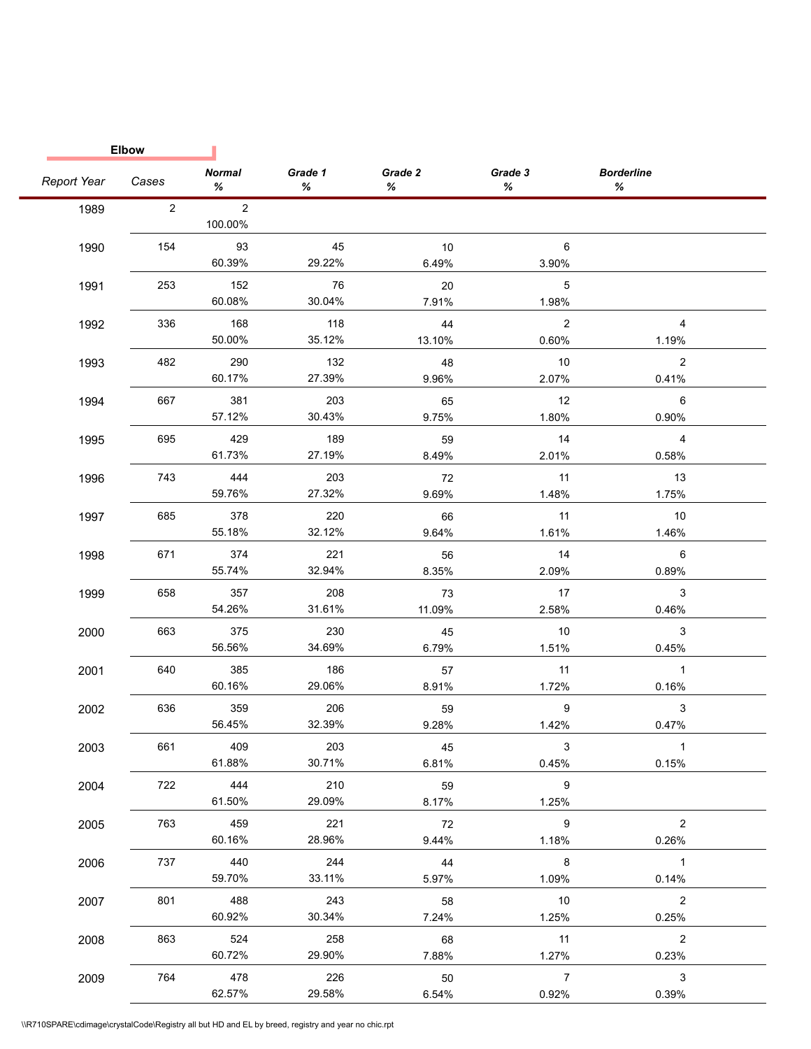**Elbow**

| Report Year | Cases | Normal % | Grade 1 % | Grade 2 % | Grade 3 % | Borderline % |
|---|---|---|---|---|---|---|
| 1989 | 2 | 2<br>100.00% | | | | |
| 1990 | 154 | 93<br>60.39% | 45<br>29.22% | 10<br>6.49% | 6<br>3.90% | |
| 1991 | 253 | 152<br>60.08% | 76<br>30.04% | 20<br>7.91% | 5<br>1.98% | |
| 1992 | 336 | 168<br>50.00% | 118<br>35.12% | 44<br>13.10% | 2<br>0.60% | 4<br>1.19% |
| 1993 | 482 | 290<br>60.17% | 132<br>27.39% | 48<br>9.96% | 10<br>2.07% | 2<br>0.41% |
| 1994 | 667 | 381<br>57.12% | 203<br>30.43% | 65<br>9.75% | 12<br>1.80% | 6<br>0.90% |
| 1995 | 695 | 429<br>61.73% | 189<br>27.19% | 59<br>8.49% | 14<br>2.01% | 4<br>0.58% |
| 1996 | 743 | 444<br>59.76% | 203<br>27.32% | 72<br>9.69% | 11<br>1.48% | 13<br>1.75% |
| 1997 | 685 | 378<br>55.18% | 220<br>32.12% | 66<br>9.64% | 11<br>1.61% | 10<br>1.46% |
| 1998 | 671 | 374<br>55.74% | 221<br>32.94% | 56<br>8.35% | 14<br>2.09% | 6<br>0.89% |
| 1999 | 658 | 357<br>54.26% | 208<br>31.61% | 73<br>11.09% | 17<br>2.58% | 3<br>0.46% |
| 2000 | 663 | 375<br>56.56% | 230<br>34.69% | 45<br>6.79% | 10<br>1.51% | 3<br>0.45% |
| 2001 | 640 | 385<br>60.16% | 186<br>29.06% | 57<br>8.91% | 11<br>1.72% | 1<br>0.16% |
| 2002 | 636 | 359<br>56.45% | 206<br>32.39% | 59<br>9.28% | 9<br>1.42% | 3<br>0.47% |
| 2003 | 661 | 409<br>61.88% | 203<br>30.71% | 45<br>6.81% | 3<br>0.45% | 1<br>0.15% |
| 2004 | 722 | 444<br>61.50% | 210<br>29.09% | 59<br>8.17% | 9<br>1.25% | |
| 2005 | 763 | 459<br>60.16% | 221<br>28.96% | 72<br>9.44% | 9<br>1.18% | 2<br>0.26% |
| 2006 | 737 | 440<br>59.70% | 244<br>33.11% | 44<br>5.97% | 8<br>1.09% | 1<br>0.14% |
| 2007 | 801 | 488<br>60.92% | 243<br>30.34% | 58<br>7.24% | 10<br>1.25% | 2<br>0.25% |
| 2008 | 863 | 524<br>60.72% | 258<br>29.90% | 68<br>7.88% | 11<br>1.27% | 2<br>0.23% |
| 2009 | 764 | 478<br>62.57% | 226<br>29.58% | 50<br>6.54% | 7<br>0.92% | 3<br>0.39% |

\\R710SPARE\cdimage\crystalCode\Registry all but HD and EL by breed, registry and year no chic.rpt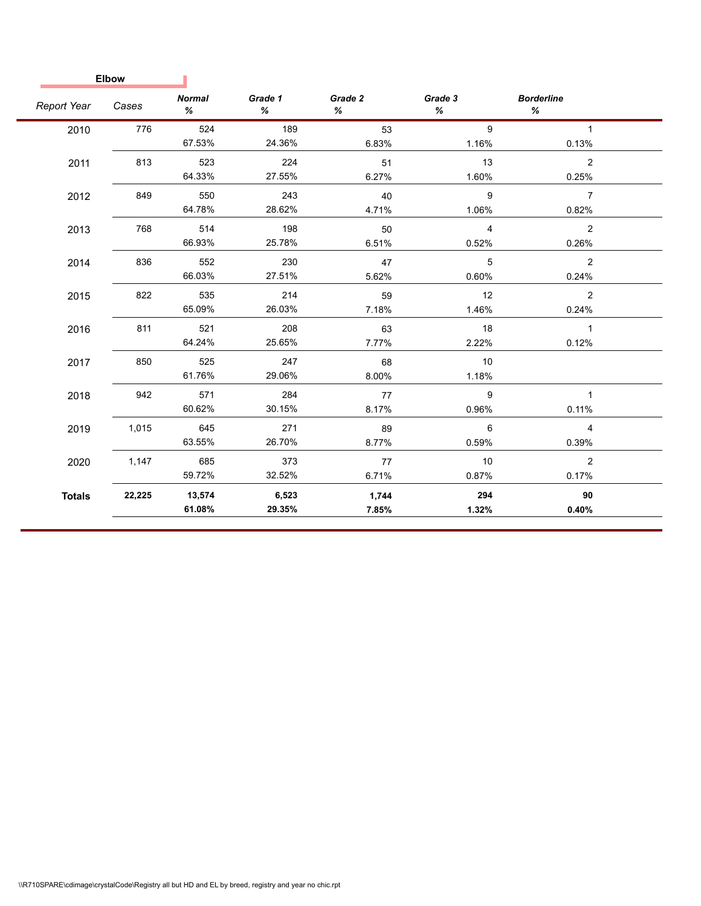**Elbow**

| *Report Year* | *Cases* | ***Normal %*** | ***Grade 1 %*** | ***Grade 2 %*** | ***Grade 3 %*** | ***Borderline %*** |
|---|---|---|---|---|---|---|
| 2010 | 776 | 524<br>67.53% | 189<br>24.36% | 53<br>6.83% | 9<br>1.16% | 1<br>0.13% |
| 2011 | 813 | 523<br>64.33% | 224<br>27.55% | 51<br>6.27% | 13<br>1.60% | 2<br>0.25% |
| 2012 | 849 | 550<br>64.78% | 243<br>28.62% | 40<br>4.71% | 9<br>1.06% | 7<br>0.82% |
| 2013 | 768 | 514<br>66.93% | 198<br>25.78% | 50<br>6.51% | 4<br>0.52% | 2<br>0.26% |
| 2014 | 836 | 552<br>66.03% | 230<br>27.51% | 47<br>5.62% | 5<br>0.60% | 2<br>0.24% |
| 2015 | 822 | 535<br>65.09% | 214<br>26.03% | 59<br>7.18% | 12<br>1.46% | 2<br>0.24% |
| 2016 | 811 | 521<br>64.24% | 208<br>25.65% | 63<br>7.77% | 18<br>2.22% | 1<br>0.12% |
| 2017 | 850 | 525<br>61.76% | 247<br>29.06% | 68<br>8.00% | 10<br>1.18% | |
| 2018 | 942 | 571<br>60.62% | 284<br>30.15% | 77<br>8.17% | 9<br>0.96% | 1<br>0.11% |
| 2019 | 1,015 | 645<br>63.55% | 271<br>26.70% | 89<br>8.77% | 6<br>0.59% | 4<br>0.39% |
| 2020 | 1,147 | 685<br>59.72% | 373<br>32.52% | 77<br>6.71% | 10<br>0.87% | 2<br>0.17% |
| **Totals** | **22,225** | **13,574**<br>**61.08%** | **6,523**<br>**29.35%** | **1,744**<br>**7.85%** | **294**<br>**1.32%** | **90**<br>**0.40%** |

\\R710SPARE\cdimage\crystalCode\Registry all but HD and EL by breed, registry and year no chic.rpt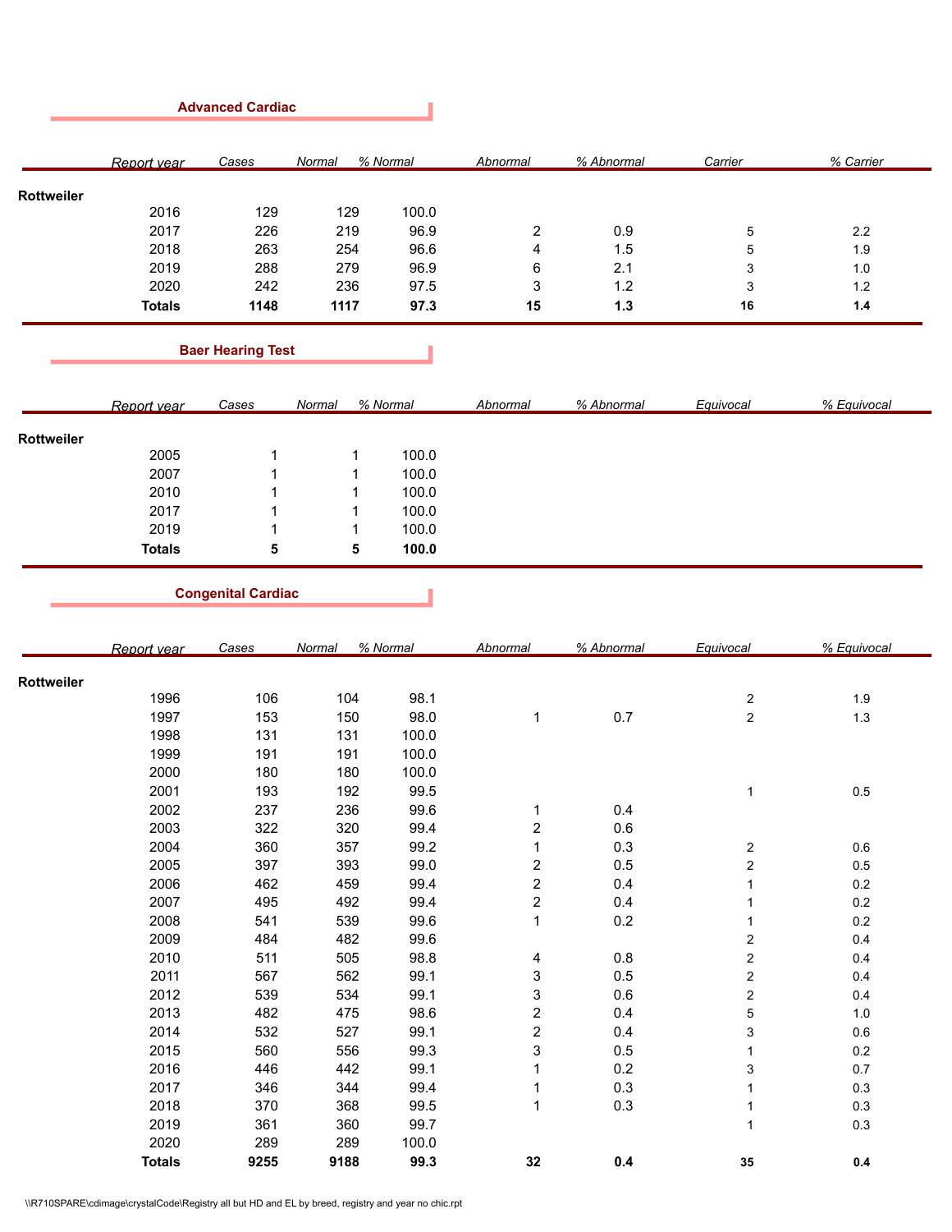## Advanced Cardiac

| | Report year | Cases | Normal | % Normal | Abnormal | % Abnormal | Carrier | % Carrier |
|---|---|---|---|---|---|---|---|---|
| **Rottweiler** | | | | | | | | |
| | 2016 | 129 | 129 | 100.0 | | | | |
| | 2017 | 226 | 219 | 96.9 | 2 | 0.9 | 5 | 2.2 |
| | 2018 | 263 | 254 | 96.6 | 4 | 1.5 | 5 | 1.9 |
| | 2019 | 288 | 279 | 96.9 | 6 | 2.1 | 3 | 1.0 |
| | 2020 | 242 | 236 | 97.5 | 3 | 1.2 | 3 | 1.2 |
| | **Totals** | **1148** | **1117** | **97.3** | **15** | **1.3** | **16** | **1.4** |

## Baer Hearing Test

| | Report year | Cases | Normal | % Normal | Abnormal | % Abnormal | Equivocal | % Equivocal |
|---|---|---|---|---|---|---|---|---|
| **Rottweiler** | | | | | | | | |
| | 2005 | 1 | 1 | 100.0 | | | | |
| | 2007 | 1 | 1 | 100.0 | | | | |
| | 2010 | 1 | 1 | 100.0 | | | | |
| | 2017 | 1 | 1 | 100.0 | | | | |
| | 2019 | 1 | 1 | 100.0 | | | | |
| | **Totals** | **5** | **5** | **100.0** | | | | |

## Congenital Cardiac

| | Report year | Cases | Normal | % Normal | Abnormal | % Abnormal | Equivocal | % Equivocal |
|---|---|---|---|---|---|---|---|---|
| **Rottweiler** | | | | | | | | |
| | 1996 | 106 | 104 | 98.1 | | | 2 | 1.9 |
| | 1997 | 153 | 150 | 98.0 | 1 | 0.7 | 2 | 1.3 |
| | 1998 | 131 | 131 | 100.0 | | | | |
| | 1999 | 191 | 191 | 100.0 | | | | |
| | 2000 | 180 | 180 | 100.0 | | | | |
| | 2001 | 193 | 192 | 99.5 | | | 1 | 0.5 |
| | 2002 | 237 | 236 | 99.6 | 1 | 0.4 | | |
| | 2003 | 322 | 320 | 99.4 | 2 | 0.6 | | |
| | 2004 | 360 | 357 | 99.2 | 1 | 0.3 | 2 | 0.6 |
| | 2005 | 397 | 393 | 99.0 | 2 | 0.5 | 2 | 0.5 |
| | 2006 | 462 | 459 | 99.4 | 2 | 0.4 | 1 | 0.2 |
| | 2007 | 495 | 492 | 99.4 | 2 | 0.4 | 1 | 0.2 |
| | 2008 | 541 | 539 | 99.6 | 1 | 0.2 | 1 | 0.2 |
| | 2009 | 484 | 482 | 99.6 | | | 2 | 0.4 |
| | 2010 | 511 | 505 | 98.8 | 4 | 0.8 | 2 | 0.4 |
| | 2011 | 567 | 562 | 99.1 | 3 | 0.5 | 2 | 0.4 |
| | 2012 | 539 | 534 | 99.1 | 3 | 0.6 | 2 | 0.4 |
| | 2013 | 482 | 475 | 98.6 | 2 | 0.4 | 5 | 1.0 |
| | 2014 | 532 | 527 | 99.1 | 2 | 0.4 | 3 | 0.6 |
| | 2015 | 560 | 556 | 99.3 | 3 | 0.5 | 1 | 0.2 |
| | 2016 | 446 | 442 | 99.1 | 1 | 0.2 | 3 | 0.7 |
| | 2017 | 346 | 344 | 99.4 | 1 | 0.3 | 1 | 0.3 |
| | 2018 | 370 | 368 | 99.5 | 1 | 0.3 | 1 | 0.3 |
| | 2019 | 361 | 360 | 99.7 | | | 1 | 0.3 |
| | 2020 | 289 | 289 | 100.0 | | | | |
| | **Totals** | **9255** | **9188** | **99.3** | **32** | **0.4** | **35** | **0.4** |

\\R710SPARE\cdimage\crystalCode\Registry all but HD and EL by breed, registry and year no chic.rpt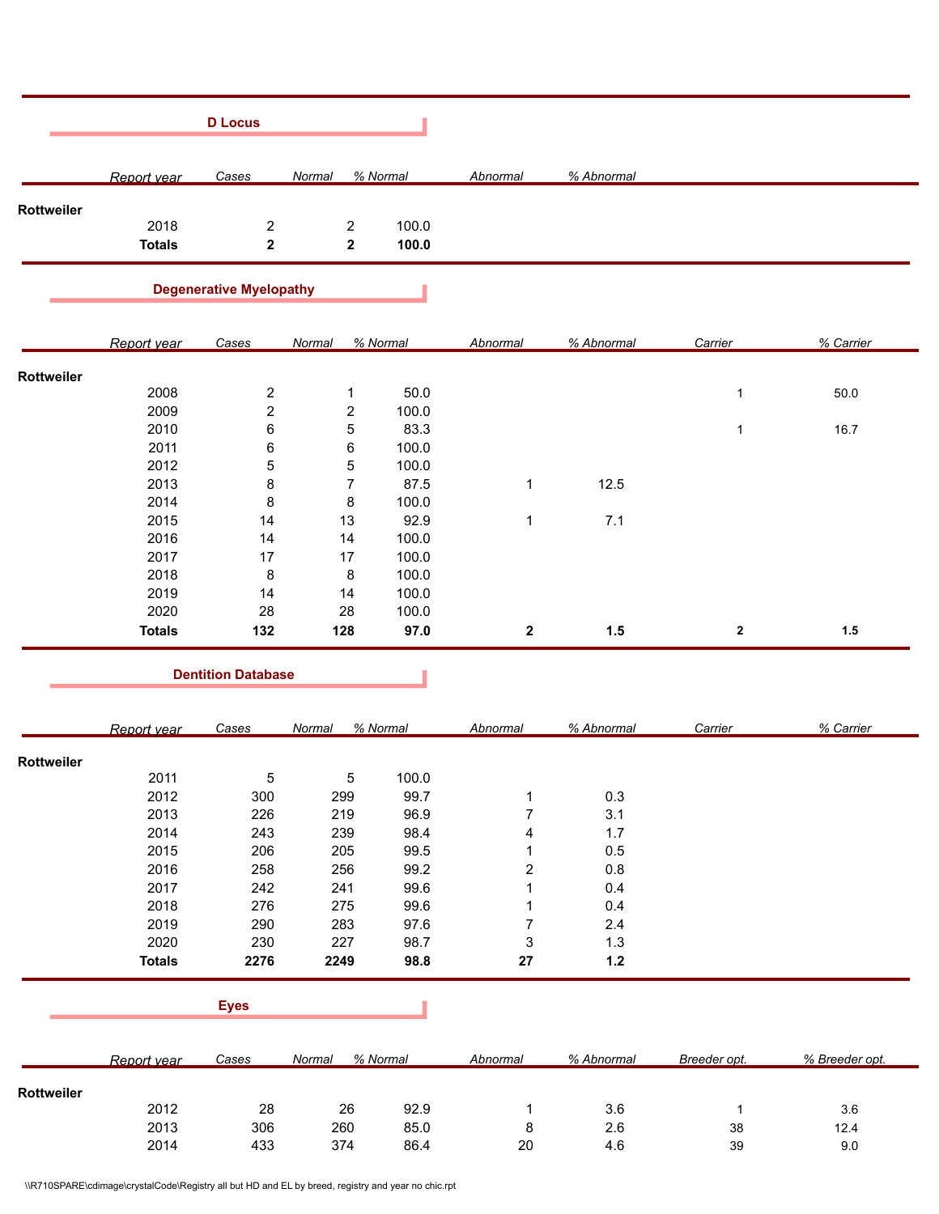## D Locus

| Report year | Cases | Normal | % Normal | Abnormal | % Abnormal |
|---|---|---|---|---|---|
| **Rottweiler** | | | | | |
| 2018 | 2 | 2 | 100.0 | | |
| **Totals** | **2** | **2** | **100.0** | | |

## Degenerative Myelopathy

| Report year | Cases | Normal | % Normal | Abnormal | % Abnormal | Carrier | % Carrier |
|---|---|---|---|---|---|---|---|
| **Rottweiler** | | | | | | | |
| 2008 | 2 | 1 | 50.0 | | | 1 | 50.0 |
| 2009 | 2 | 2 | 100.0 | | | | |
| 2010 | 6 | 5 | 83.3 | | | 1 | 16.7 |
| 2011 | 6 | 6 | 100.0 | | | | |
| 2012 | 5 | 5 | 100.0 | | | | |
| 2013 | 8 | 7 | 87.5 | 1 | 12.5 | | |
| 2014 | 8 | 8 | 100.0 | | | | |
| 2015 | 14 | 13 | 92.9 | 1 | 7.1 | | |
| 2016 | 14 | 14 | 100.0 | | | | |
| 2017 | 17 | 17 | 100.0 | | | | |
| 2018 | 8 | 8 | 100.0 | | | | |
| 2019 | 14 | 14 | 100.0 | | | | |
| 2020 | 28 | 28 | 100.0 | | | | |
| **Totals** | **132** | **128** | **97.0** | **2** | **1.5** | **2** | **1.5** |

## Dentition Database

| Report year | Cases | Normal | % Normal | Abnormal | % Abnormal | Carrier | % Carrier |
|---|---|---|---|---|---|---|---|
| **Rottweiler** | | | | | | | |
| 2011 | 5 | 5 | 100.0 | | | | |
| 2012 | 300 | 299 | 99.7 | 1 | 0.3 | | |
| 2013 | 226 | 219 | 96.9 | 7 | 3.1 | | |
| 2014 | 243 | 239 | 98.4 | 4 | 1.7 | | |
| 2015 | 206 | 205 | 99.5 | 1 | 0.5 | | |
| 2016 | 258 | 256 | 99.2 | 2 | 0.8 | | |
| 2017 | 242 | 241 | 99.6 | 1 | 0.4 | | |
| 2018 | 276 | 275 | 99.6 | 1 | 0.4 | | |
| 2019 | 290 | 283 | 97.6 | 7 | 2.4 | | |
| 2020 | 230 | 227 | 98.7 | 3 | 1.3 | | |
| **Totals** | **2276** | **2249** | **98.8** | **27** | **1.2** | | |

## Eyes

| Report year | Cases | Normal | % Normal | Abnormal | % Abnormal | Breeder opt. | % Breeder opt. |
|---|---|---|---|---|---|---|---|
| **Rottweiler** | | | | | | | |
| 2012 | 28 | 26 | 92.9 | 1 | 3.6 | 1 | 3.6 |
| 2013 | 306 | 260 | 85.0 | 8 | 2.6 | 38 | 12.4 |
| 2014 | 433 | 374 | 86.4 | 20 | 4.6 | 39 | 9.0 |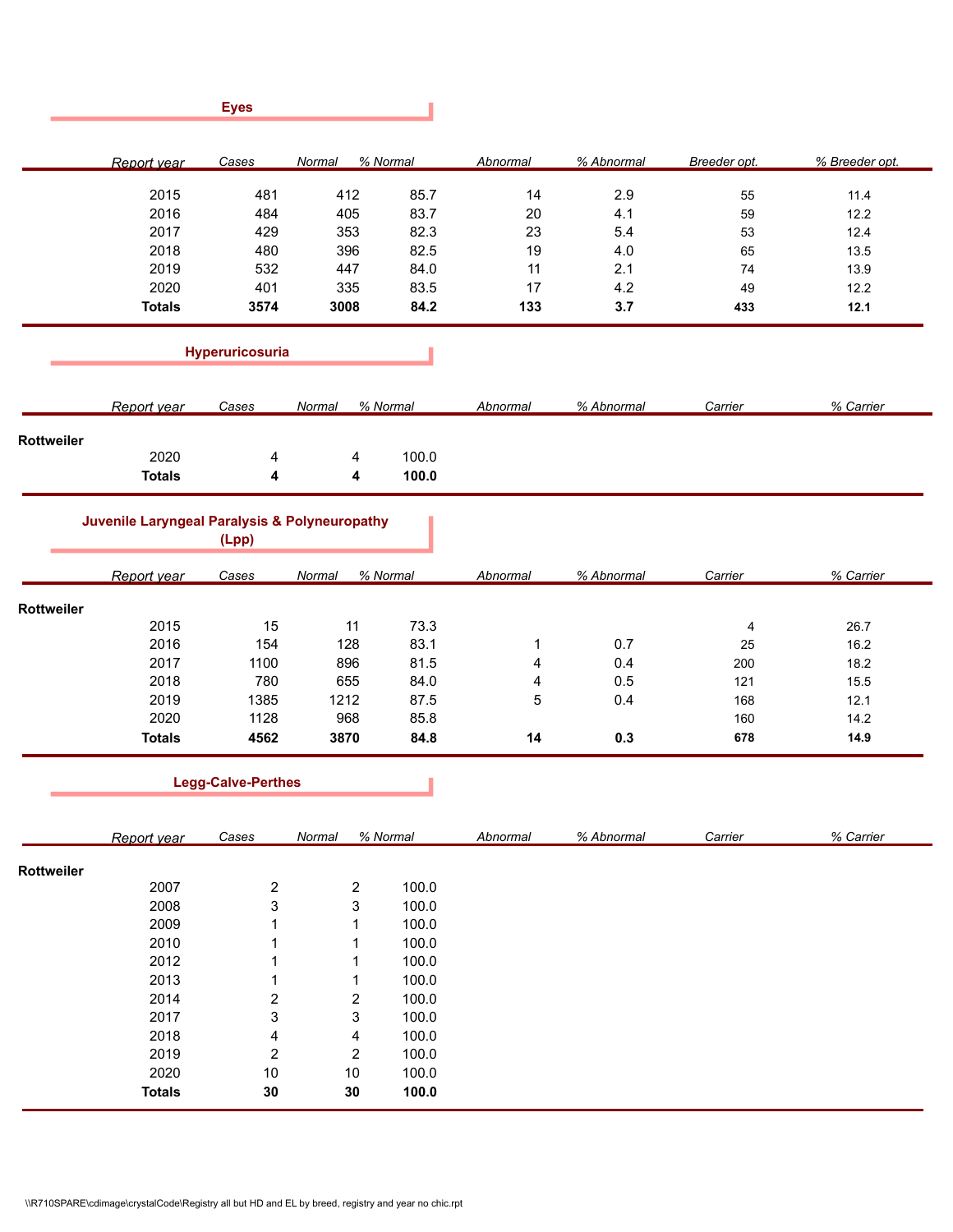## Eyes

| Report year | Cases | Normal | % Normal | Abnormal | % Abnormal | Breeder opt. | % Breeder opt. |
|---|---|---|---|---|---|---|---|
| 2015 | 481 | 412 | 85.7 | 14 | 2.9 | 55 | 11.4 |
| 2016 | 484 | 405 | 83.7 | 20 | 4.1 | 59 | 12.2 |
| 2017 | 429 | 353 | 82.3 | 23 | 5.4 | 53 | 12.4 |
| 2018 | 480 | 396 | 82.5 | 19 | 4.0 | 65 | 13.5 |
| 2019 | 532 | 447 | 84.0 | 11 | 2.1 | 74 | 13.9 |
| 2020 | 401 | 335 | 83.5 | 17 | 4.2 | 49 | 12.2 |
| **Totals** | **3574** | **3008** | **84.2** | **133** | **3.7** | **433** | **12.1** |

## Hyperuricosuria

| Report year | Cases | Normal | % Normal | Abnormal | % Abnormal | Carrier | % Carrier |
|---|---|---|---|---|---|---|---|
| **Rottweiler** | | | | | | | |
| 2020 | 4 | 4 | 100.0 | | | | |
| **Totals** | **4** | **4** | **100.0** | | | | |

## Juvenile Laryngeal Paralysis & Polyneuropathy (Lpp)

| Report year | Cases | Normal | % Normal | Abnormal | % Abnormal | Carrier | % Carrier |
|---|---|---|---|---|---|---|---|
| **Rottweiler** | | | | | | | |
| 2015 | 15 | 11 | 73.3 | | | 4 | 26.7 |
| 2016 | 154 | 128 | 83.1 | 1 | 0.7 | 25 | 16.2 |
| 2017 | 1100 | 896 | 81.5 | 4 | 0.4 | 200 | 18.2 |
| 2018 | 780 | 655 | 84.0 | 4 | 0.5 | 121 | 15.5 |
| 2019 | 1385 | 1212 | 87.5 | 5 | 0.4 | 168 | 12.1 |
| 2020 | 1128 | 968 | 85.8 | | | 160 | 14.2 |
| **Totals** | **4562** | **3870** | **84.8** | **14** | **0.3** | **678** | **14.9** |

## Legg-Calve-Perthes

| Report year | Cases | Normal | % Normal | Abnormal | % Abnormal | Carrier | % Carrier |
|---|---|---|---|---|---|---|---|
| **Rottweiler** | | | | | | | |
| 2007 | 2 | 2 | 100.0 | | | | |
| 2008 | 3 | 3 | 100.0 | | | | |
| 2009 | 1 | 1 | 100.0 | | | | |
| 2010 | 1 | 1 | 100.0 | | | | |
| 2012 | 1 | 1 | 100.0 | | | | |
| 2013 | 1 | 1 | 100.0 | | | | |
| 2014 | 2 | 2 | 100.0 | | | | |
| 2017 | 3 | 3 | 100.0 | | | | |
| 2018 | 4 | 4 | 100.0 | | | | |
| 2019 | 2 | 2 | 100.0 | | | | |
| 2020 | 10 | 10 | 100.0 | | | | |
| **Totals** | **30** | **30** | **100.0** | | | | |

\\R710SPARE\cdimage\crystalCode\Registry all but HD and EL by breed, registry and year no chic.rpt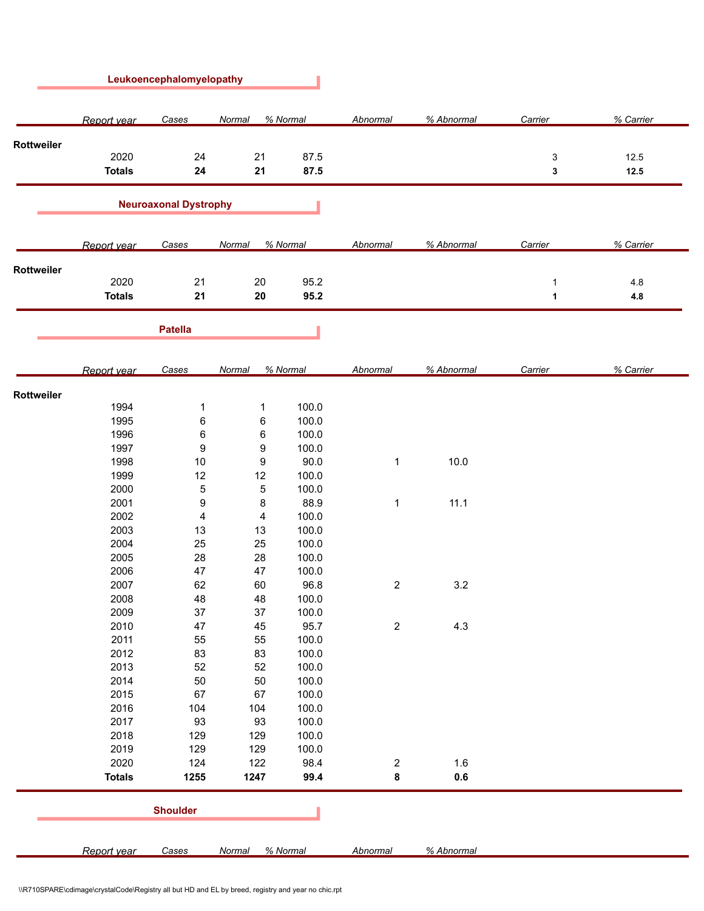## Leukoencephalomyelopathy

| Report year | Cases | Normal | % Normal | Abnormal | % Abnormal | Carrier | % Carrier |
|---|---|---|---|---|---|---|---|
| **Rottweiler** | | | | | | | |
| 2020 | 24 | 21 | 87.5 | | | 3 | 12.5 |
| **Totals** | **24** | **21** | **87.5** | | | **3** | **12.5** |

## Neuroaxonal Dystrophy

| Report year | Cases | Normal | % Normal | Abnormal | % Abnormal | Carrier | % Carrier |
|---|---|---|---|---|---|---|---|
| **Rottweiler** | | | | | | | |
| 2020 | 21 | 20 | 95.2 | | | 1 | 4.8 |
| **Totals** | **21** | **20** | **95.2** | | | **1** | **4.8** |

## Patella

| Report year | Cases | Normal | % Normal | Abnormal | % Abnormal | Carrier | % Carrier |
|---|---|---|---|---|---|---|---|
| **Rottweiler** | | | | | | | |
| 1994 | 1 | 1 | 100.0 | | | | |
| 1995 | 6 | 6 | 100.0 | | | | |
| 1996 | 6 | 6 | 100.0 | | | | |
| 1997 | 9 | 9 | 100.0 | | | | |
| 1998 | 10 | 9 | 90.0 | 1 | 10.0 | | |
| 1999 | 12 | 12 | 100.0 | | | | |
| 2000 | 5 | 5 | 100.0 | | | | |
| 2001 | 9 | 8 | 88.9 | 1 | 11.1 | | |
| 2002 | 4 | 4 | 100.0 | | | | |
| 2003 | 13 | 13 | 100.0 | | | | |
| 2004 | 25 | 25 | 100.0 | | | | |
| 2005 | 28 | 28 | 100.0 | | | | |
| 2006 | 47 | 47 | 100.0 | | | | |
| 2007 | 62 | 60 | 96.8 | 2 | 3.2 | | |
| 2008 | 48 | 48 | 100.0 | | | | |
| 2009 | 37 | 37 | 100.0 | | | | |
| 2010 | 47 | 45 | 95.7 | 2 | 4.3 | | |
| 2011 | 55 | 55 | 100.0 | | | | |
| 2012 | 83 | 83 | 100.0 | | | | |
| 2013 | 52 | 52 | 100.0 | | | | |
| 2014 | 50 | 50 | 100.0 | | | | |
| 2015 | 67 | 67 | 100.0 | | | | |
| 2016 | 104 | 104 | 100.0 | | | | |
| 2017 | 93 | 93 | 100.0 | | | | |
| 2018 | 129 | 129 | 100.0 | | | | |
| 2019 | 129 | 129 | 100.0 | | | | |
| 2020 | 124 | 122 | 98.4 | 2 | 1.6 | | |
| **Totals** | **1255** | **1247** | **99.4** | **8** | **0.6** | | |

## Shoulder

| Report year | Cases | Normal | % Normal | Abnormal | % Abnormal |
|---|---|---|---|---|---|

\\R710SPARE\cdimage\crystalCode\Registry all but HD and EL by breed, registry and year no chic.rpt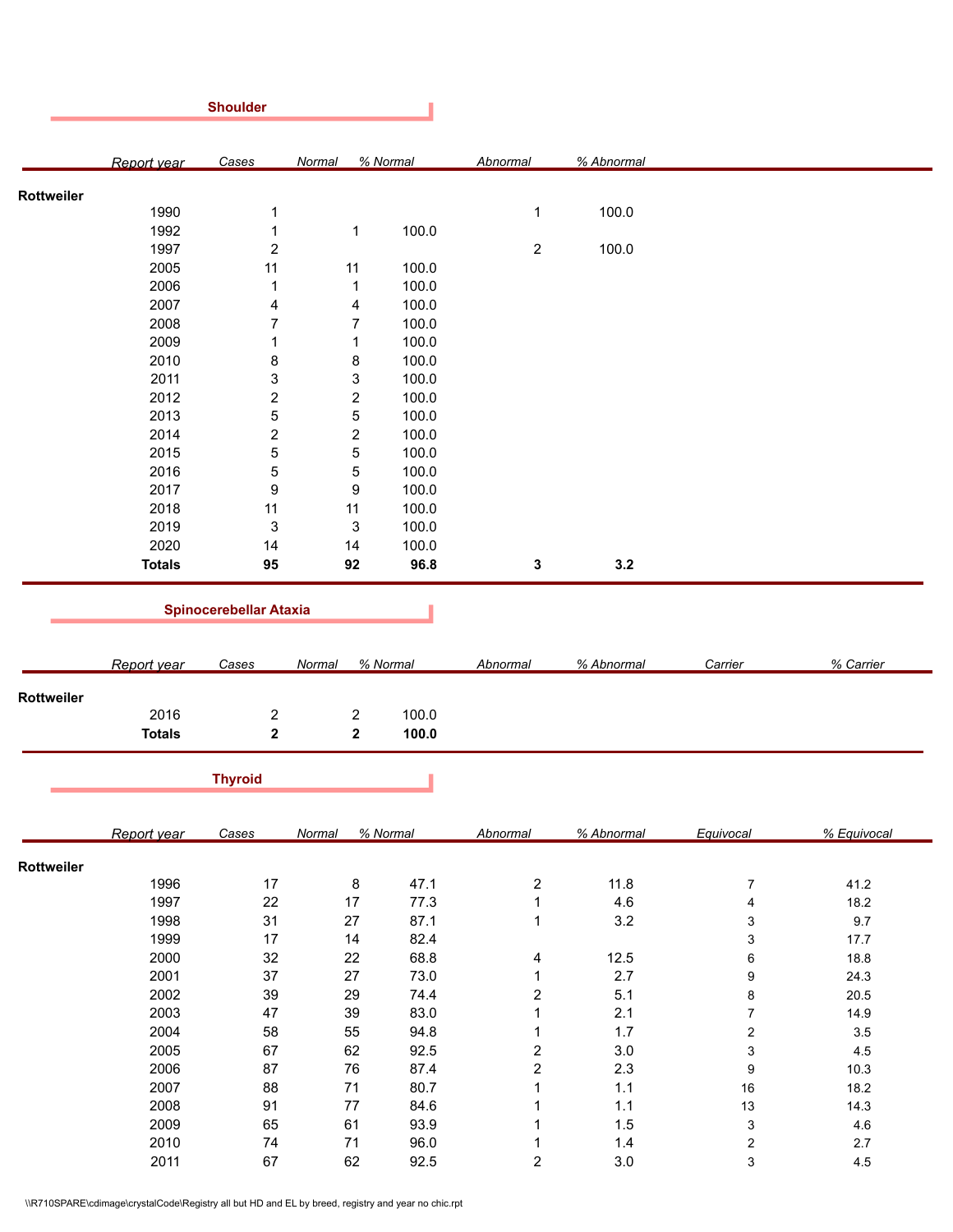## Shoulder

| Report year | Cases | Normal | % Normal | Abnormal | % Abnormal |
|---|---|---|---|---|---|
| **Rottweiler** | | | | | |
| 1990 | 1 | | | 1 | 100.0 |
| 1992 | 1 | 1 | 100.0 | | |
| 1997 | 2 | | | 2 | 100.0 |
| 2005 | 11 | 11 | 100.0 | | |
| 2006 | 1 | 1 | 100.0 | | |
| 2007 | 4 | 4 | 100.0 | | |
| 2008 | 7 | 7 | 100.0 | | |
| 2009 | 1 | 1 | 100.0 | | |
| 2010 | 8 | 8 | 100.0 | | |
| 2011 | 3 | 3 | 100.0 | | |
| 2012 | 2 | 2 | 100.0 | | |
| 2013 | 5 | 5 | 100.0 | | |
| 2014 | 2 | 2 | 100.0 | | |
| 2015 | 5 | 5 | 100.0 | | |
| 2016 | 5 | 5 | 100.0 | | |
| 2017 | 9 | 9 | 100.0 | | |
| 2018 | 11 | 11 | 100.0 | | |
| 2019 | 3 | 3 | 100.0 | | |
| 2020 | 14 | 14 | 100.0 | | |
| **Totals** | **95** | **92** | **96.8** | **3** | **3.2** |

## Spinocerebellar Ataxia

| Report year | Cases | Normal | % Normal | Abnormal | % Abnormal | Carrier | % Carrier |
|---|---|---|---|---|---|---|---|
| **Rottweiler** | | | | | | | |
| 2016 | 2 | 2 | 100.0 | | | | |
| **Totals** | **2** | **2** | **100.0** | | | | |

## Thyroid

| Report year | Cases | Normal | % Normal | Abnormal | % Abnormal | Equivocal | % Equivocal |
|---|---|---|---|---|---|---|---|
| **Rottweiler** | | | | | | | |
| 1996 | 17 | 8 | 47.1 | 2 | 11.8 | 7 | 41.2 |
| 1997 | 22 | 17 | 77.3 | 1 | 4.6 | 4 | 18.2 |
| 1998 | 31 | 27 | 87.1 | 1 | 3.2 | 3 | 9.7 |
| 1999 | 17 | 14 | 82.4 | | | 3 | 17.7 |
| 2000 | 32 | 22 | 68.8 | 4 | 12.5 | 6 | 18.8 |
| 2001 | 37 | 27 | 73.0 | 1 | 2.7 | 9 | 24.3 |
| 2002 | 39 | 29 | 74.4 | 2 | 5.1 | 8 | 20.5 |
| 2003 | 47 | 39 | 83.0 | 1 | 2.1 | 7 | 14.9 |
| 2004 | 58 | 55 | 94.8 | 1 | 1.7 | 2 | 3.5 |
| 2005 | 67 | 62 | 92.5 | 2 | 3.0 | 3 | 4.5 |
| 2006 | 87 | 76 | 87.4 | 2 | 2.3 | 9 | 10.3 |
| 2007 | 88 | 71 | 80.7 | 1 | 1.1 | 16 | 18.2 |
| 2008 | 91 | 77 | 84.6 | 1 | 1.1 | 13 | 14.3 |
| 2009 | 65 | 61 | 93.9 | 1 | 1.5 | 3 | 4.6 |
| 2010 | 74 | 71 | 96.0 | 1 | 1.4 | 2 | 2.7 |
| 2011 | 67 | 62 | 92.5 | 2 | 3.0 | 3 | 4.5 |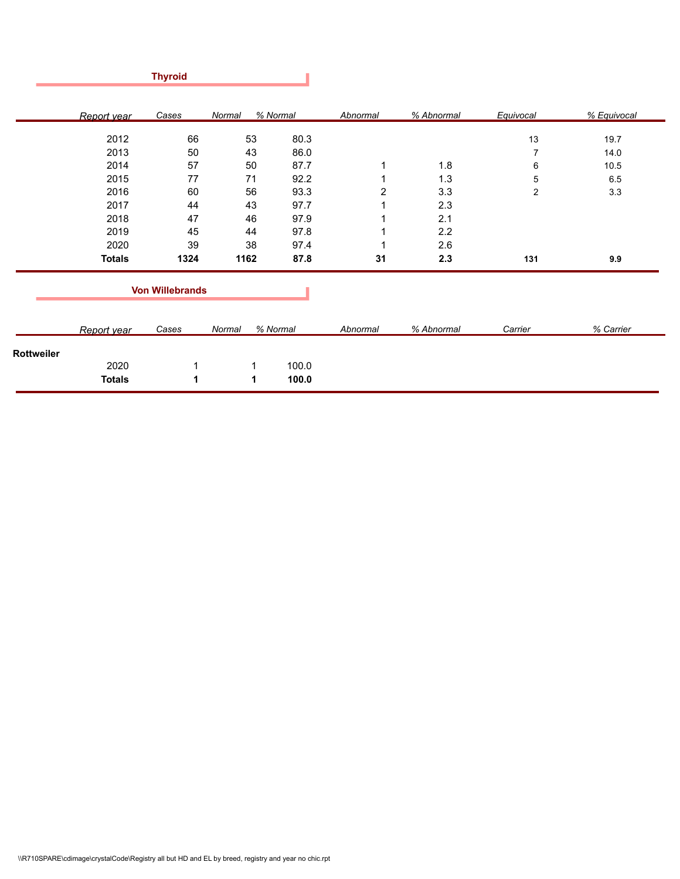## Thyroid

| Report year | Cases | Normal | % Normal | Abnormal | % Abnormal | Equivocal | % Equivocal |
|---|---|---|---|---|---|---|---|
| 2012 | 66 | 53 | 80.3 | | | 13 | 19.7 |
| 2013 | 50 | 43 | 86.0 | | | 7 | 14.0 |
| 2014 | 57 | 50 | 87.7 | 1 | 1.8 | 6 | 10.5 |
| 2015 | 77 | 71 | 92.2 | 1 | 1.3 | 5 | 6.5 |
| 2016 | 60 | 56 | 93.3 | 2 | 3.3 | 2 | 3.3 |
| 2017 | 44 | 43 | 97.7 | 1 | 2.3 | | |
| 2018 | 47 | 46 | 97.9 | 1 | 2.1 | | |
| 2019 | 45 | 44 | 97.8 | 1 | 2.2 | | |
| 2020 | 39 | 38 | 97.4 | 1 | 2.6 | | |
| **Totals** | **1324** | **1162** | **87.8** | **31** | **2.3** | **131** | **9.9** |

## Von Willebrands

| Report year | Cases | Normal | % Normal | Abnormal | % Abnormal | Carrier | % Carrier |
|---|---|---|---|---|---|---|---|
| **Rottweiler** | | | | | | | |
| 2020 | 1 | 1 | 100.0 | | | | |
| **Totals** | **1** | **1** | **100.0** | | | | |

\\R710SPARE\cdimage\crystalCode\Registry all but HD and EL by breed, registry and year no chic.rpt